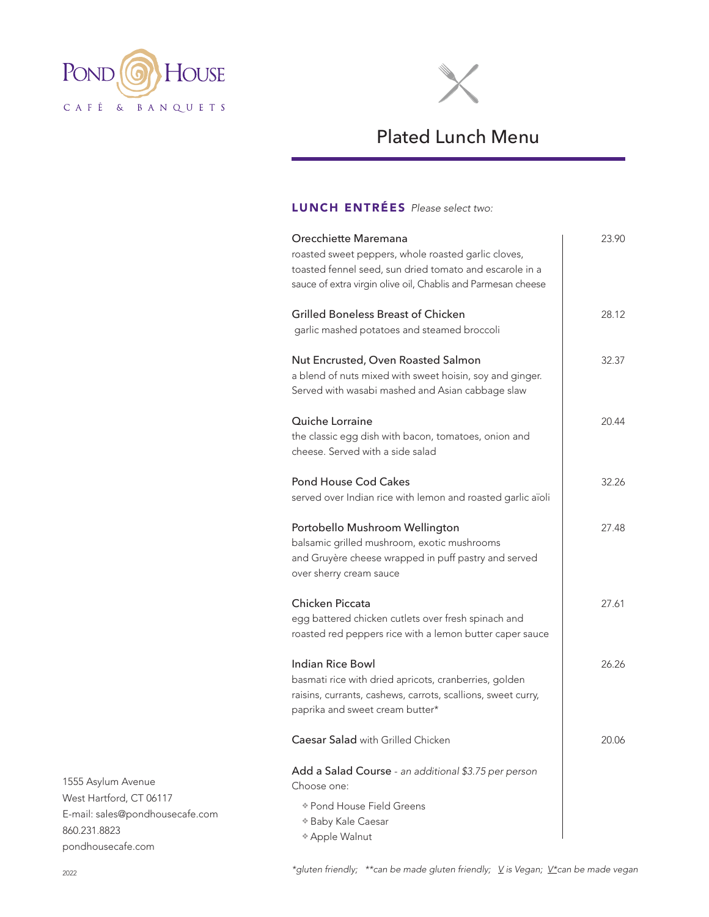# Pond House

CAFÉ & BANQUETS

## Plated Lunch Menu

### LUNCH ENTRÉES *Please select two:*

**Orecchiette Maremana** — 23.90
roasted sweet peppers, whole roasted garlic cloves, toasted fennel seed, sun dried tomato and escarole in a sauce of extra virgin olive oil, Chablis and Parmesan cheese

**Grilled Boneless Breast of Chicken** — 28.12
garlic mashed potatoes and steamed broccoli

**Nut Encrusted, Oven Roasted Salmon** — 32.37
a blend of nuts mixed with sweet hoisin, soy and ginger. Served with wasabi mashed and Asian cabbage slaw

**Quiche Lorraine** — 20.44
the classic egg dish with bacon, tomatoes, onion and cheese. Served with a side salad

**Pond House Cod Cakes** — 32.26
served over Indian rice with lemon and roasted garlic aïoli

**Portobello Mushroom Wellington** — 27.48
balsamic grilled mushroom, exotic mushrooms and Gruyère cheese wrapped in puff pastry and served over sherry cream sauce

**Chicken Piccata** — 27.61
egg battered chicken cutlets over fresh spinach and roasted red peppers rice with a lemon butter caper sauce

**Indian Rice Bowl** — 26.26
basmati rice with dried apricots, cranberries, golden raisins, currants, cashews, carrots, scallions, sweet curry, paprika and sweet cream butter*

**Caesar Salad** with Grilled Chicken — 20.06

**Add a Salad Course** - *an additional $3.75 per person*
Choose one:

- Pond House Field Greens
- Baby Kale Caesar
- Apple Walnut

*\*gluten friendly; \*\*can be made gluten friendly; V is Vegan; V\*can be made vegan*

1555 Asylum Avenue
West Hartford, CT 06117
E-mail: sales@pondhousecafe.com
860.231.8823
pondhousecafe.com

2022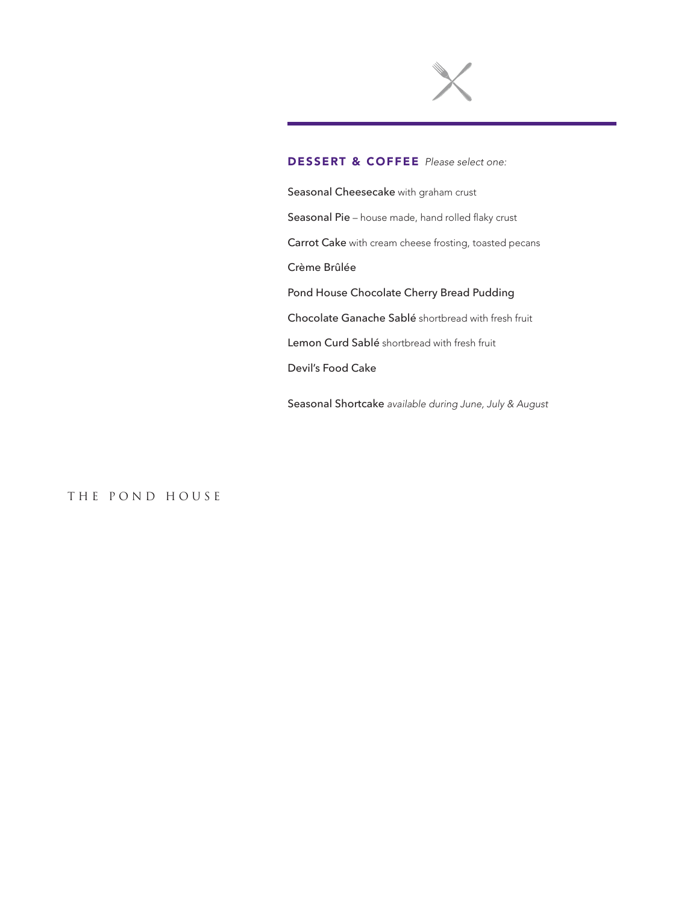## DESSERT & COFFEE *Please select one:*

**Seasonal Cheesecake** with graham crust

**Seasonal Pie** – house made, hand rolled flaky crust

**Carrot Cake** with cream cheese frosting, toasted pecans

**Crème Brûlée**

**Pond House Chocolate Cherry Bread Pudding**

**Chocolate Ganache Sablé** shortbread with fresh fruit

**Lemon Curd Sablé** shortbread with fresh fruit

**Devil's Food Cake**

**Seasonal Shortcake** *available during June, July & August*

THE POND HOUSE